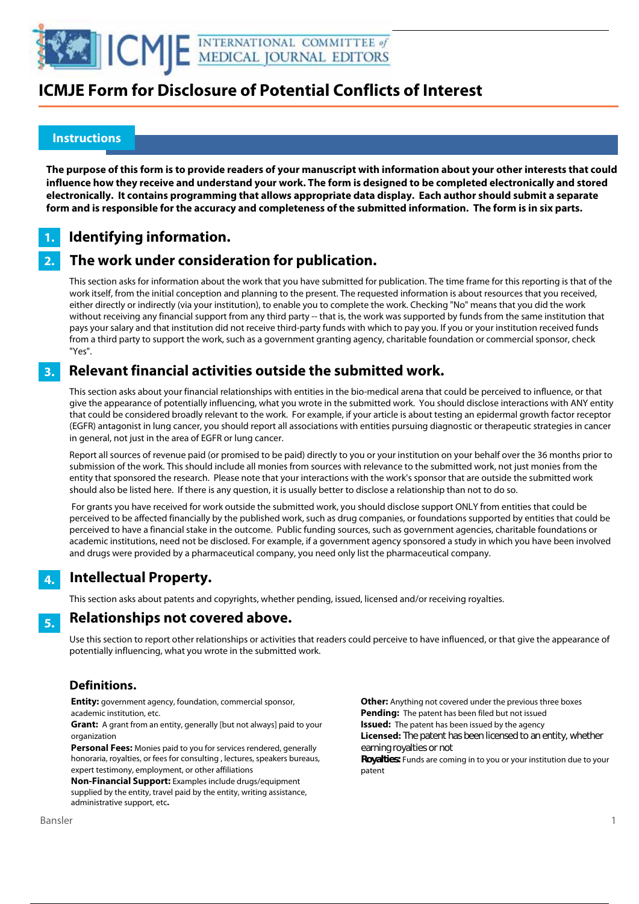# ICMJE Form for Disclosure of Potential Conflicts of Interest

## Instructions

**The purpose of this form is to provide readers of your manuscript with information about your other interests that could influence how they receive and understand your work. The form is designed to be completed electronically and stored electronically. It contains programming that allows appropriate data display. Each author should submit a separate form and is responsible for the accuracy and completeness of the submitted information. The form is in six parts.**

## 1. Identifying information.

## 2. The work under consideration for publication.

This section asks for information about the work that you have submitted for publication. The time frame for this reporting is that of the work itself, from the initial conception and planning to the present. The requested information is about resources that you received, either directly or indirectly (via your institution), to enable you to complete the work. Checking "No" means that you did the work without receiving any financial support from any third party -- that is, the work was supported by funds from the same institution that pays your salary and that institution did not receive third-party funds with which to pay you. If you or your institution received funds from a third party to support the work, such as a government granting agency, charitable foundation or commercial sponsor, check "Yes".

## 3. Relevant financial activities outside the submitted work.

This section asks about your financial relationships with entities in the bio-medical arena that could be perceived to influence, or that give the appearance of potentially influencing, what you wrote in the submitted work. You should disclose interactions with ANY entity that could be considered broadly relevant to the work. For example, if your article is about testing an epidermal growth factor receptor (EGFR) antagonist in lung cancer, you should report all associations with entities pursuing diagnostic or therapeutic strategies in cancer in general, not just in the area of EGFR or lung cancer.

Report all sources of revenue paid (or promised to be paid) directly to you or your institution on your behalf over the 36 months prior to submission of the work. This should include all monies from sources with relevance to the submitted work, not just monies from the entity that sponsored the research. Please note that your interactions with the work's sponsor that are outside the submitted work should also be listed here. If there is any question, it is usually better to disclose a relationship than not to do so.

For grants you have received for work outside the submitted work, you should disclose support ONLY from entities that could be perceived to be affected financially by the published work, such as drug companies, or foundations supported by entities that could be perceived to have a financial stake in the outcome. Public funding sources, such as government agencies, charitable foundations or academic institutions, need not be disclosed. For example, if a government agency sponsored a study in which you have been involved and drugs were provided by a pharmaceutical company, you need only list the pharmaceutical company.

## 4. Intellectual Property.

This section asks about patents and copyrights, whether pending, issued, licensed and/or receiving royalties.

## 5. Relationships not covered above.

Use this section to report other relationships or activities that readers could perceive to have influenced, or that give the appearance of potentially influencing, what you wrote in the submitted work.

### Definitions.

**Entity:** government agency, foundation, commercial sponsor, academic institution, etc.

**Grant:** A grant from an entity, generally [but not always] paid to your organization

**Personal Fees:** Monies paid to you for services rendered, generally honoraria, royalties, or fees for consulting , lectures, speakers bureaus, expert testimony, employment, or other affiliations

**Non-Financial Support:** Examples include drugs/equipment supplied by the entity, travel paid by the entity, writing assistance, administrative support, etc**.**

**Other:** Anything not covered under the previous three boxes

**Pending:** The patent has been filed but not issued

**Issued:** The patent has been issued by the agency

**Licensed:** The patent has been licensed to an entity, whether earning royalties or not

**Royalties:** Funds are coming in to you or your institution due to your patent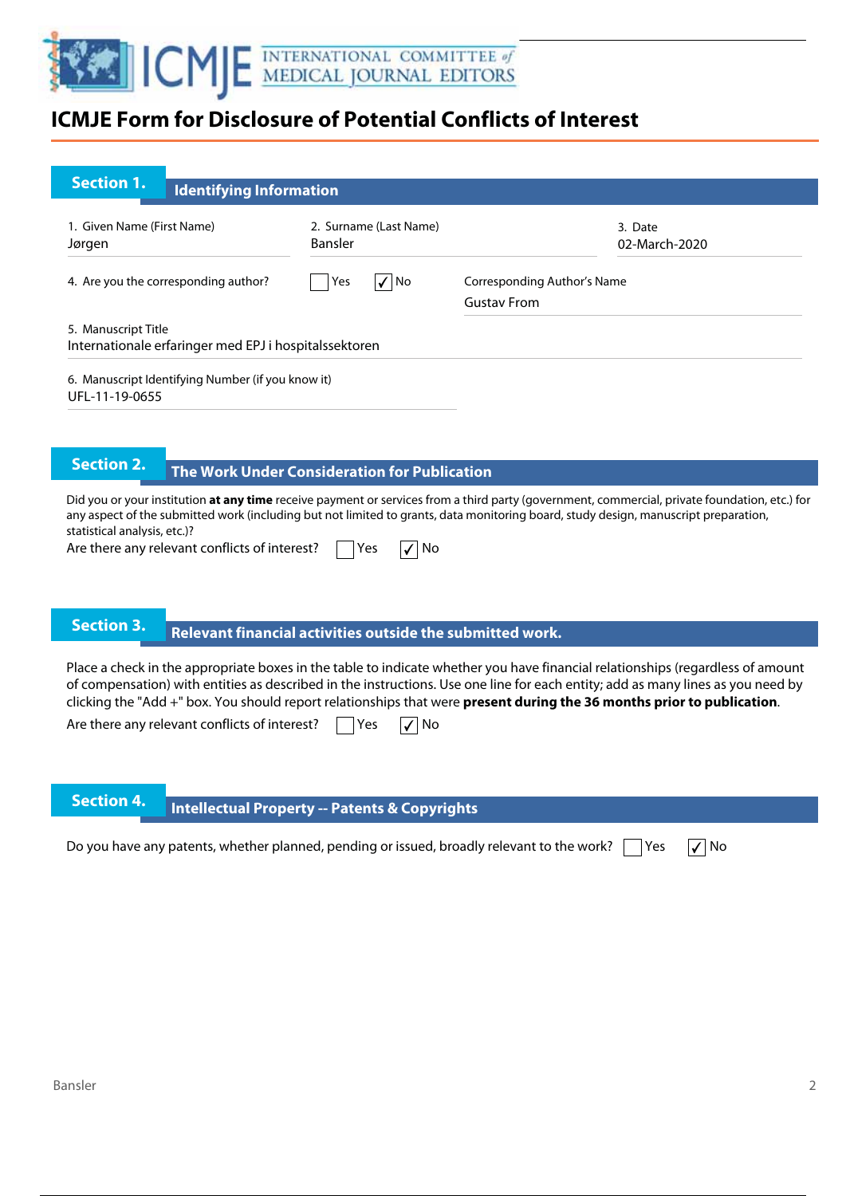# ICMJE Form for Disclosure of Potential Conflicts of Interest

## Section 1. Identifying Information

1. Given Name (First Name)
Jørgen

2. Surname (Last Name)
Bansler

3. Date
02-March-2020

4. Are you the corresponding author? ☐ Yes ☑ No

Corresponding Author's Name
Gustav From

5. Manuscript Title
Internationale erfaringer med EPJ i hospitalssektoren

6. Manuscript Identifying Number (if you know it)
UFL-11-19-0655

## Section 2. The Work Under Consideration for Publication

Did you or your institution **at any time** receive payment or services from a third party (government, commercial, private foundation, etc.) for any aspect of the submitted work (including but not limited to grants, data monitoring board, study design, manuscript preparation, statistical analysis, etc.)?

Are there any relevant conflicts of interest? ☐ Yes ☑ No

## Section 3. Relevant financial activities outside the submitted work.

Place a check in the appropriate boxes in the table to indicate whether you have financial relationships (regardless of amount of compensation) with entities as described in the instructions. Use one line for each entity; add as many lines as you need by clicking the "Add +" box. You should report relationships that were **present during the 36 months prior to publication**.

Are there any relevant conflicts of interest? ☐ Yes ☑ No

## Section 4. Intellectual Property -- Patents & Copyrights

Do you have any patents, whether planned, pending or issued, broadly relevant to the work? ☐ Yes ☑ No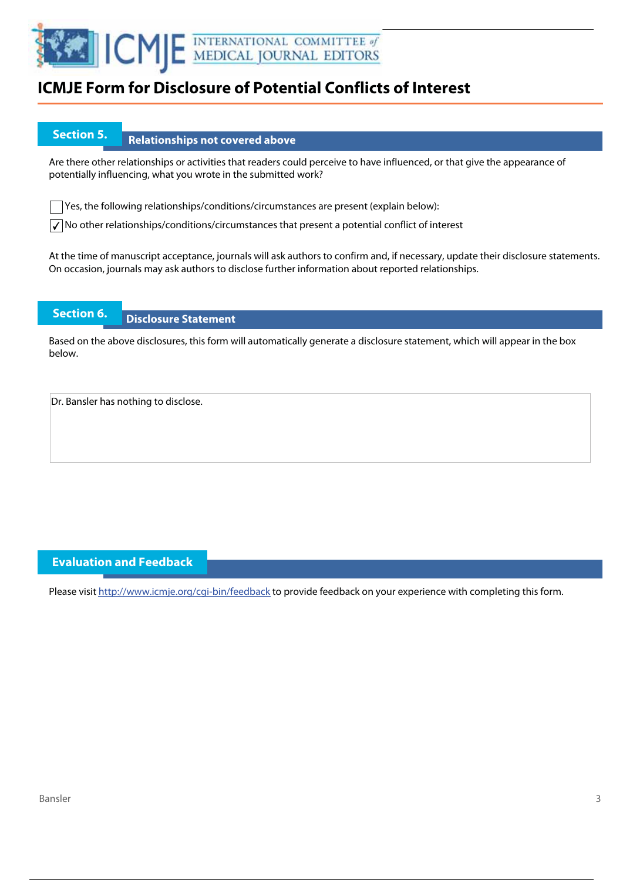# ICMJE Form for Disclosure of Potential Conflicts of Interest

## Section 5. Relationships not covered above

Are there other relationships or activities that readers could perceive to have influenced, or that give the appearance of potentially influencing, what you wrote in the submitted work?

- [ ] Yes, the following relationships/conditions/circumstances are present (explain below):
- [x] No other relationships/conditions/circumstances that present a potential conflict of interest

At the time of manuscript acceptance, journals will ask authors to confirm and, if necessary, update their disclosure statements. On occasion, journals may ask authors to disclose further information about reported relationships.

## Section 6. Disclosure Statement

Based on the above disclosures, this form will automatically generate a disclosure statement, which will appear in the box below.

Dr. Bansler has nothing to disclose.

## Evaluation and Feedback

Please visit http://www.icmje.org/cgi-bin/feedback to provide feedback on your experience with completing this form.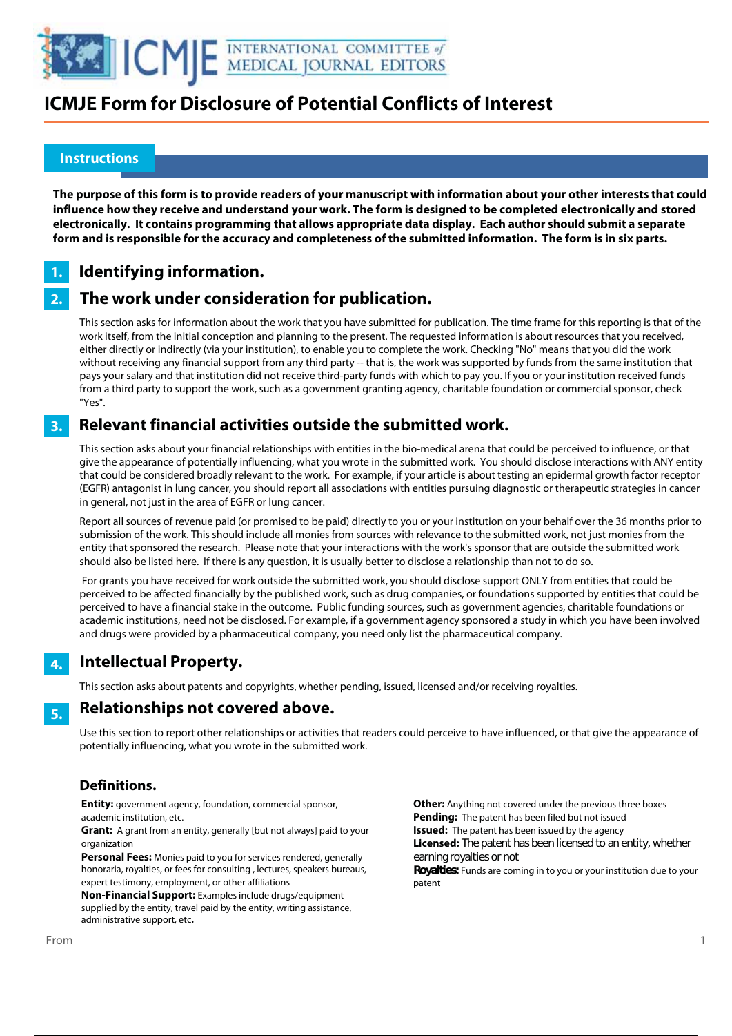# ICMJE Form for Disclosure of Potential Conflicts of Interest

## Instructions

**The purpose of this form is to provide readers of your manuscript with information about your other interests that could influence how they receive and understand your work. The form is designed to be completed electronically and stored electronically. It contains programming that allows appropriate data display. Each author should submit a separate form and is responsible for the accuracy and completeness of the submitted information. The form is in six parts.**

### 1. Identifying information.

### 2. The work under consideration for publication.

This section asks for information about the work that you have submitted for publication. The time frame for this reporting is that of the work itself, from the initial conception and planning to the present. The requested information is about resources that you received, either directly or indirectly (via your institution), to enable you to complete the work. Checking "No" means that you did the work without receiving any financial support from any third party -- that is, the work was supported by funds from the same institution that pays your salary and that institution did not receive third-party funds with which to pay you. If you or your institution received funds from a third party to support the work, such as a government granting agency, charitable foundation or commercial sponsor, check "Yes".

### 3. Relevant financial activities outside the submitted work.

This section asks about your financial relationships with entities in the bio-medical arena that could be perceived to influence, or that give the appearance of potentially influencing, what you wrote in the submitted work. You should disclose interactions with ANY entity that could be considered broadly relevant to the work. For example, if your article is about testing an epidermal growth factor receptor (EGFR) antagonist in lung cancer, you should report all associations with entities pursuing diagnostic or therapeutic strategies in cancer in general, not just in the area of EGFR or lung cancer.

Report all sources of revenue paid (or promised to be paid) directly to you or your institution on your behalf over the 36 months prior to submission of the work. This should include all monies from sources with relevance to the submitted work, not just monies from the entity that sponsored the research. Please note that your interactions with the work's sponsor that are outside the submitted work should also be listed here. If there is any question, it is usually better to disclose a relationship than not to do so.

For grants you have received for work outside the submitted work, you should disclose support ONLY from entities that could be perceived to be affected financially by the published work, such as drug companies, or foundations supported by entities that could be perceived to have a financial stake in the outcome. Public funding sources, such as government agencies, charitable foundations or academic institutions, need not be disclosed. For example, if a government agency sponsored a study in which you have been involved and drugs were provided by a pharmaceutical company, you need only list the pharmaceutical company.

### 4. Intellectual Property.

This section asks about patents and copyrights, whether pending, issued, licensed and/or receiving royalties.

### 5. Relationships not covered above.

Use this section to report other relationships or activities that readers could perceive to have influenced, or that give the appearance of potentially influencing, what you wrote in the submitted work.

### Definitions.

**Entity:** government agency, foundation, commercial sponsor, academic institution, etc.

**Grant:** A grant from an entity, generally [but not always] paid to your organization

**Personal Fees:** Monies paid to you for services rendered, generally honoraria, royalties, or fees for consulting , lectures, speakers bureaus, expert testimony, employment, or other affiliations

**Non-Financial Support:** Examples include drugs/equipment supplied by the entity, travel paid by the entity, writing assistance, administrative support, etc**.**

**Other:** Anything not covered under the previous three boxes

**Pending:** The patent has been filed but not issued

**Issued:** The patent has been issued by the agency

**Licensed:** The patent has been licensed to an entity, whether earning royalties or not

**Royalties:** Funds are coming in to you or your institution due to your patent

From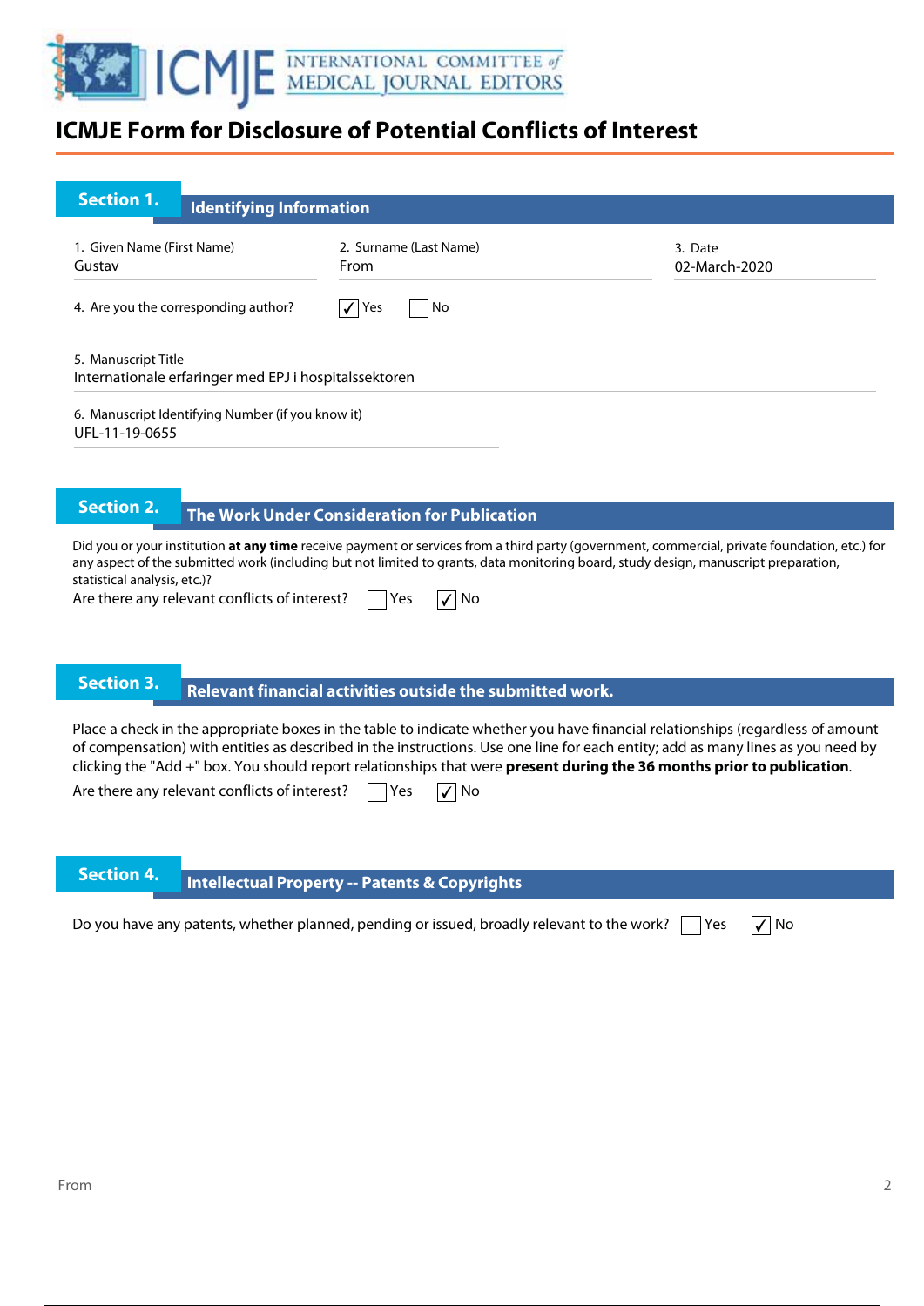# ICMJE Form for Disclosure of Potential Conflicts of Interest

## Section 1. Identifying Information

1. Given Name (First Name)
Gustav

2. Surname (Last Name)
From

3. Date
02-March-2020

4. Are you the corresponding author? ☑ Yes ☐ No

5. Manuscript Title
Internationale erfaringer med EPJ i hospitalssektoren

6. Manuscript Identifying Number (if you know it)
UFL-11-19-0655

## Section 2. The Work Under Consideration for Publication

Did you or your institution **at any time** receive payment or services from a third party (government, commercial, private foundation, etc.) for any aspect of the submitted work (including but not limited to grants, data monitoring board, study design, manuscript preparation, statistical analysis, etc.)?

Are there any relevant conflicts of interest? ☐ Yes ☑ No

## Section 3. Relevant financial activities outside the submitted work.

Place a check in the appropriate boxes in the table to indicate whether you have financial relationships (regardless of amount of compensation) with entities as described in the instructions. Use one line for each entity; add as many lines as you need by clicking the "Add +" box. You should report relationships that were **present during the 36 months prior to publication**.

Are there any relevant conflicts of interest? ☐ Yes ☑ No

## Section 4. Intellectual Property -- Patents & Copyrights

Do you have any patents, whether planned, pending or issued, broadly relevant to the work? ☐ Yes ☑ No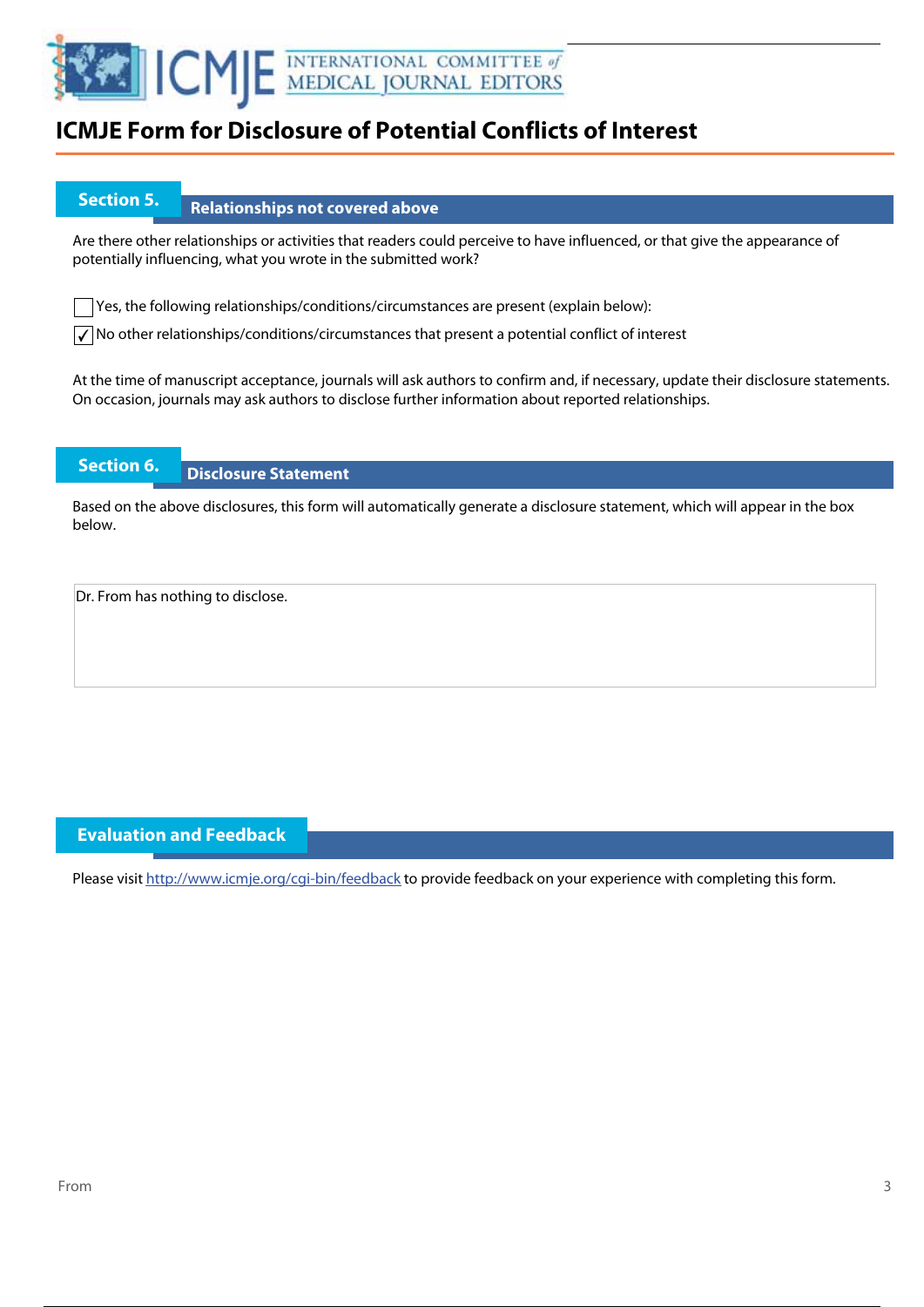# ICMJE Form for Disclosure of Potential Conflicts of Interest

## Section 5. Relationships not covered above

Are there other relationships or activities that readers could perceive to have influenced, or that give the appearance of potentially influencing, what you wrote in the submitted work?

☐ Yes, the following relationships/conditions/circumstances are present (explain below):

☑ No other relationships/conditions/circumstances that present a potential conflict of interest

At the time of manuscript acceptance, journals will ask authors to confirm and, if necessary, update their disclosure statements. On occasion, journals may ask authors to disclose further information about reported relationships.

## Section 6. Disclosure Statement

Based on the above disclosures, this form will automatically generate a disclosure statement, which will appear in the box below.

Dr. From has nothing to disclose.

## Evaluation and Feedback

Please visit http://www.icmje.org/cgi-bin/feedback to provide feedback on your experience with completing this form.